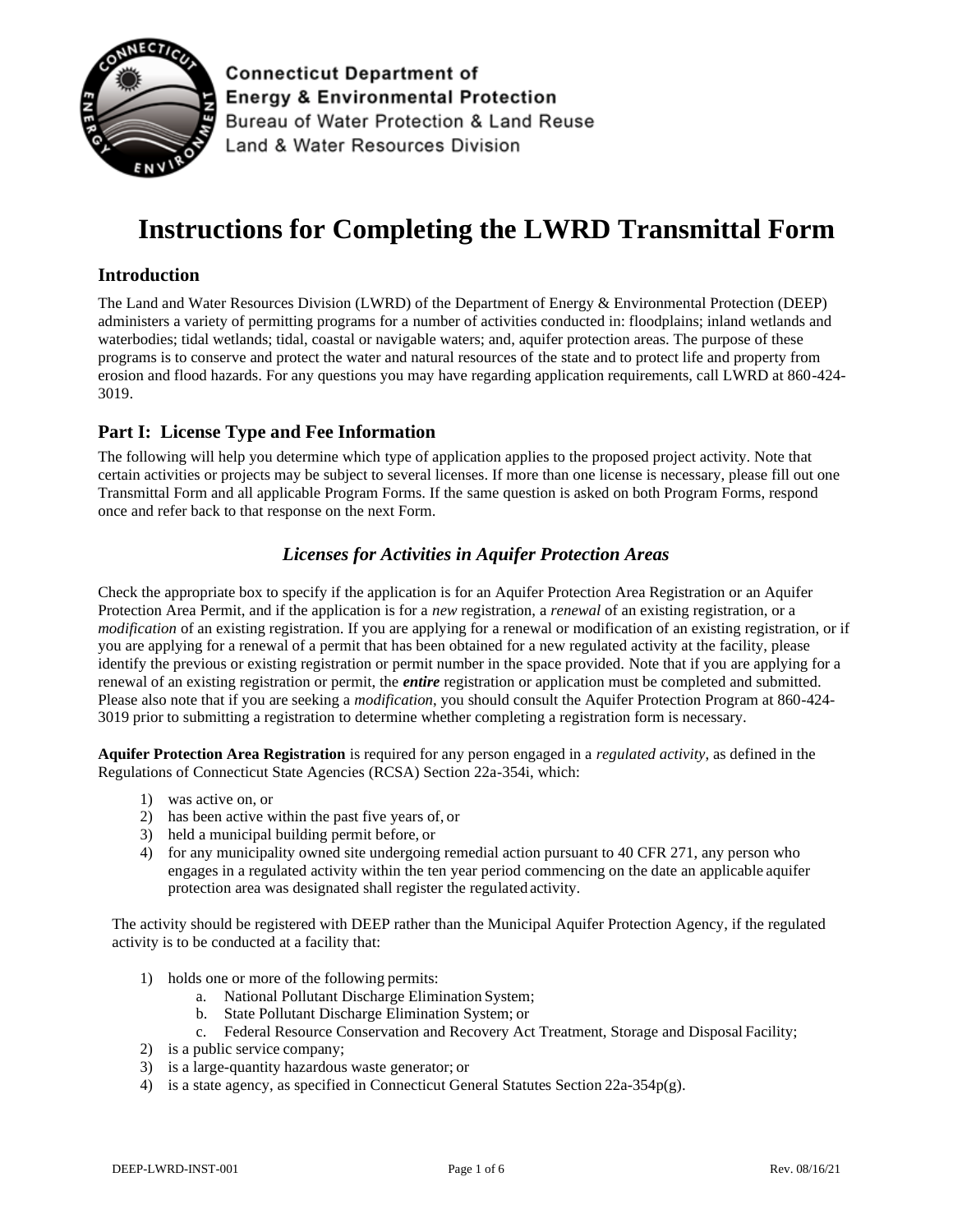Connecticut Department of Energy & Environmental Protection
Bureau of Water Protection & Land Reuse
Land & Water Resources Division

# Instructions for Completing the LWRD Transmittal Form

## Introduction

The Land and Water Resources Division (LWRD) of the Department of Energy & Environmental Protection (DEEP) administers a variety of permitting programs for a number of activities conducted in: floodplains; inland wetlands and waterbodies; tidal wetlands; tidal, coastal or navigable waters; and, aquifer protection areas. The purpose of these programs is to conserve and protect the water and natural resources of the state and to protect life and property from erosion and flood hazards. For any questions you may have regarding application requirements, call LWRD at 860-424-3019.

## Part I: License Type and Fee Information

The following will help you determine which type of application applies to the proposed project activity. Note that certain activities or projects may be subject to several licenses. If more than one license is necessary, please fill out one Transmittal Form and all applicable Program Forms. If the same question is asked on both Program Forms, respond once and refer back to that response on the next Form.

### *Licenses for Activities in Aquifer Protection Areas*

Check the appropriate box to specify if the application is for an Aquifer Protection Area Registration or an Aquifer Protection Area Permit, and if the application is for a *new* registration, a *renewal* of an existing registration, or a *modification* of an existing registration. If you are applying for a renewal or modification of an existing registration, or if you are applying for a renewal of a permit that has been obtained for a new regulated activity at the facility, please identify the previous or existing registration or permit number in the space provided. Note that if you are applying for a renewal of an existing registration or permit, the ***entire*** registration or application must be completed and submitted. Please also note that if you are seeking a *modification*, you should consult the Aquifer Protection Program at 860-424-3019 prior to submitting a registration to determine whether completing a registration form is necessary.

**Aquifer Protection Area Registration** is required for any person engaged in a *regulated activity*, as defined in the Regulations of Connecticut State Agencies (RCSA) Section 22a-354i, which:

1) was active on, or
2) has been active within the past five years of, or
3) held a municipal building permit before, or
4) for any municipality owned site undergoing remedial action pursuant to 40 CFR 271, any person who engages in a regulated activity within the ten year period commencing on the date an applicable aquifer protection area was designated shall register the regulated activity.

The activity should be registered with DEEP rather than the Municipal Aquifer Protection Agency, if the regulated activity is to be conducted at a facility that:

1) holds one or more of the following permits:
   a. National Pollutant Discharge Elimination System;
   b. State Pollutant Discharge Elimination System; or
   c. Federal Resource Conservation and Recovery Act Treatment, Storage and Disposal Facility;
2) is a public service company;
3) is a large-quantity hazardous waste generator; or
4) is a state agency, as specified in Connecticut General Statutes Section 22a-354p(g).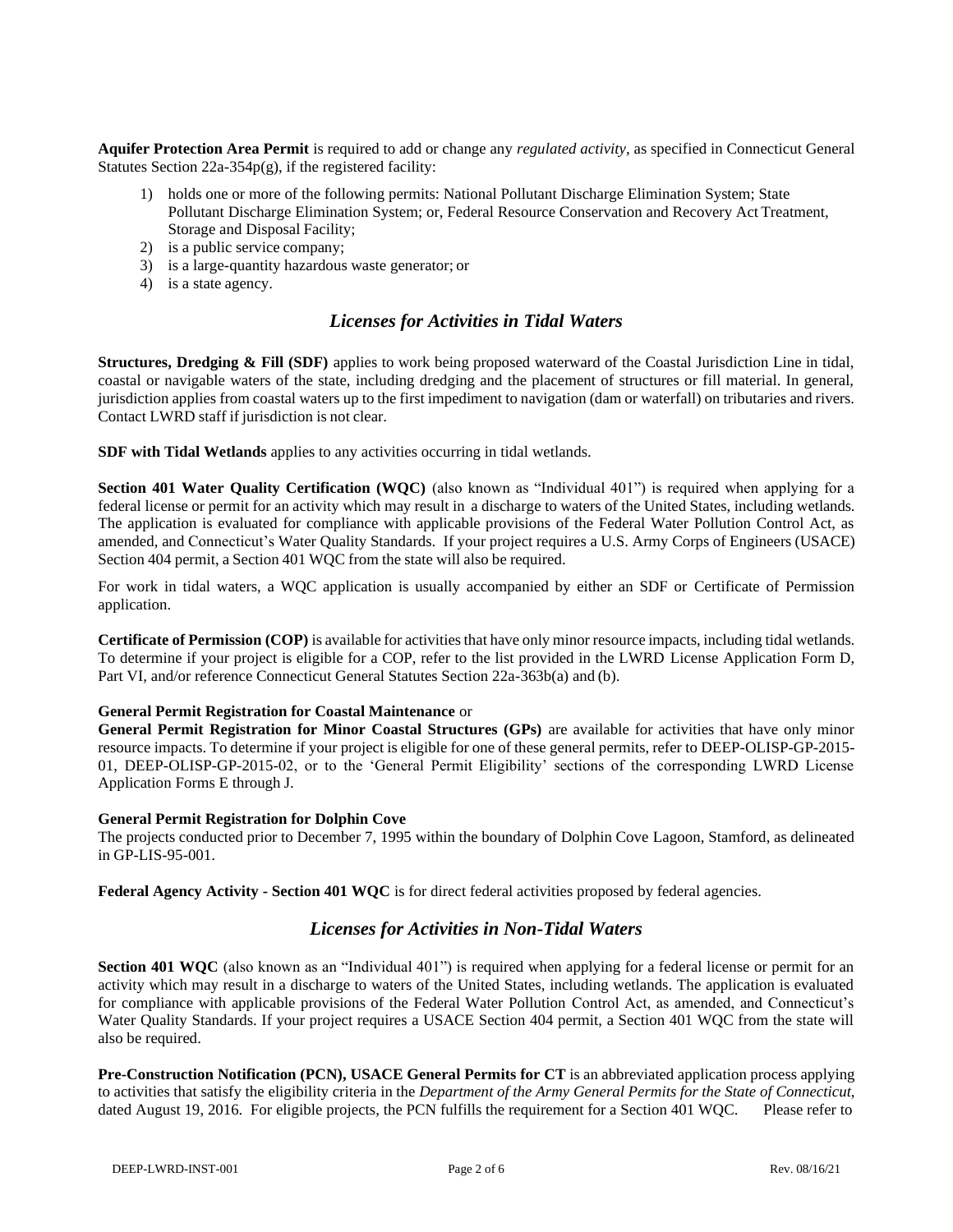**Aquifer Protection Area Permit** is required to add or change any *regulated activity*, as specified in Connecticut General Statutes Section 22a-354p(g), if the registered facility:

1) holds one or more of the following permits: National Pollutant Discharge Elimination System; State Pollutant Discharge Elimination System; or, Federal Resource Conservation and Recovery Act Treatment, Storage and Disposal Facility;
2) is a public service company;
3) is a large-quantity hazardous waste generator; or
4) is a state agency.

## *Licenses for Activities in Tidal Waters*

**Structures, Dredging & Fill (SDF)** applies to work being proposed waterward of the Coastal Jurisdiction Line in tidal, coastal or navigable waters of the state, including dredging and the placement of structures or fill material. In general, jurisdiction applies from coastal waters up to the first impediment to navigation (dam or waterfall) on tributaries and rivers. Contact LWRD staff if jurisdiction is not clear.

**SDF with Tidal Wetlands** applies to any activities occurring in tidal wetlands.

**Section 401 Water Quality Certification (WQC)** (also known as "Individual 401") is required when applying for a federal license or permit for an activity which may result in a discharge to waters of the United States, including wetlands. The application is evaluated for compliance with applicable provisions of the Federal Water Pollution Control Act, as amended, and Connecticut's Water Quality Standards. If your project requires a U.S. Army Corps of Engineers (USACE) Section 404 permit, a Section 401 WQC from the state will also be required.

For work in tidal waters, a WQC application is usually accompanied by either an SDF or Certificate of Permission application.

**Certificate of Permission (COP)** is available for activities that have only minor resource impacts, including tidal wetlands. To determine if your project is eligible for a COP, refer to the list provided in the LWRD License Application Form D, Part VI, and/or reference Connecticut General Statutes Section 22a-363b(a) and (b).

**General Permit Registration for Coastal Maintenance** or
**General Permit Registration for Minor Coastal Structures (GPs)** are available for activities that have only minor resource impacts. To determine if your project is eligible for one of these general permits, refer to DEEP-OLISP-GP-2015-01, DEEP-OLISP-GP-2015-02, or to the 'General Permit Eligibility' sections of the corresponding LWRD License Application Forms E through J.

**General Permit Registration for Dolphin Cove**
The projects conducted prior to December 7, 1995 within the boundary of Dolphin Cove Lagoon, Stamford, as delineated in GP-LIS-95-001.

**Federal Agency Activity - Section 401 WQC** is for direct federal activities proposed by federal agencies.

## *Licenses for Activities in Non-Tidal Waters*

**Section 401 WQC** (also known as an "Individual 401") is required when applying for a federal license or permit for an activity which may result in a discharge to waters of the United States, including wetlands. The application is evaluated for compliance with applicable provisions of the Federal Water Pollution Control Act, as amended, and Connecticut's Water Quality Standards. If your project requires a USACE Section 404 permit, a Section 401 WQC from the state will also be required.

**Pre-Construction Notification (PCN), USACE General Permits for CT** is an abbreviated application process applying to activities that satisfy the eligibility criteria in the *Department of the Army General Permits for the State of Connecticut*, dated August 19, 2016. For eligible projects, the PCN fulfills the requirement for a Section 401 WQC. Please refer to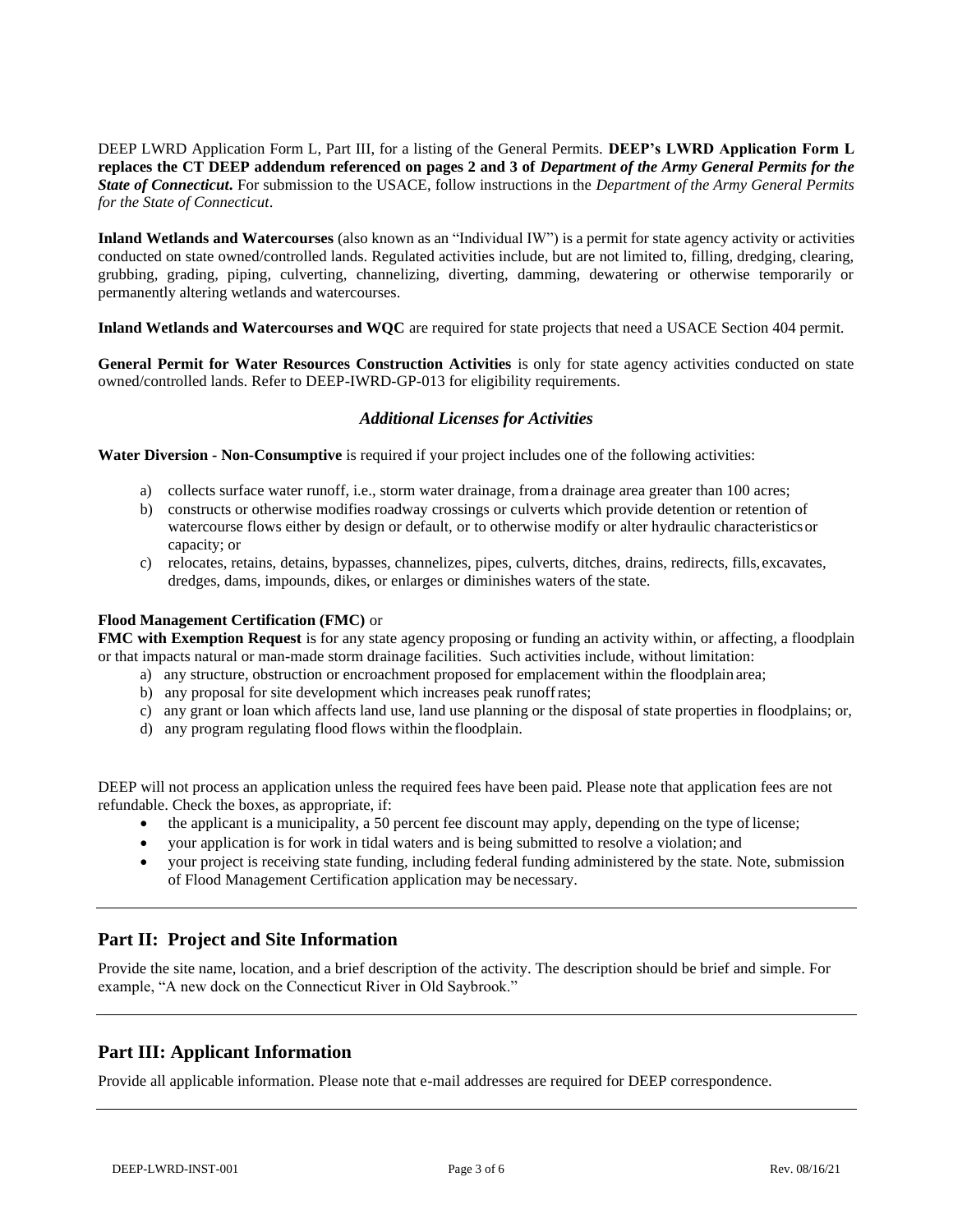DEEP LWRD Application Form L, Part III, for a listing of the General Permits. **DEEP's LWRD Application Form L replaces the CT DEEP addendum referenced on pages 2 and 3 of *Department of the Army General Permits for the State of Connecticut*.** For submission to the USACE, follow instructions in the *Department of the Army General Permits for the State of Connecticut*.

**Inland Wetlands and Watercourses** (also known as an "Individual IW") is a permit for state agency activity or activities conducted on state owned/controlled lands. Regulated activities include, but are not limited to, filling, dredging, clearing, grubbing, grading, piping, culverting, channelizing, diverting, damming, dewatering or otherwise temporarily or permanently altering wetlands and watercourses.

**Inland Wetlands and Watercourses and WQC** are required for state projects that need a USACE Section 404 permit.

**General Permit for Water Resources Construction Activities** is only for state agency activities conducted on state owned/controlled lands. Refer to DEEP-IWRD-GP-013 for eligibility requirements.

### *Additional Licenses for Activities*

**Water Diversion - Non-Consumptive** is required if your project includes one of the following activities:

a) collects surface water runoff, i.e., storm water drainage, from a drainage area greater than 100 acres;
b) constructs or otherwise modifies roadway crossings or culverts which provide detention or retention of watercourse flows either by design or default, or to otherwise modify or alter hydraulic characteristics or capacity; or
c) relocates, retains, detains, bypasses, channelizes, pipes, culverts, ditches, drains, redirects, fills, excavates, dredges, dams, impounds, dikes, or enlarges or diminishes waters of the state.

**Flood Management Certification (FMC)** or
**FMC with Exemption Request** is for any state agency proposing or funding an activity within, or affecting, a floodplain or that impacts natural or man-made storm drainage facilities. Such activities include, without limitation:

a) any structure, obstruction or encroachment proposed for emplacement within the floodplain area;
b) any proposal for site development which increases peak runoff rates;
c) any grant or loan which affects land use, land use planning or the disposal of state properties in floodplains; or,
d) any program regulating flood flows within the floodplain.

DEEP will not process an application unless the required fees have been paid. Please note that application fees are not refundable. Check the boxes, as appropriate, if:

- the applicant is a municipality, a 50 percent fee discount may apply, depending on the type of license;
- your application is for work in tidal waters and is being submitted to resolve a violation; and
- your project is receiving state funding, including federal funding administered by the state. Note, submission of Flood Management Certification application may be necessary.

## Part II: Project and Site Information

Provide the site name, location, and a brief description of the activity. The description should be brief and simple. For example, "A new dock on the Connecticut River in Old Saybrook."

## Part III: Applicant Information

Provide all applicable information. Please note that e-mail addresses are required for DEEP correspondence.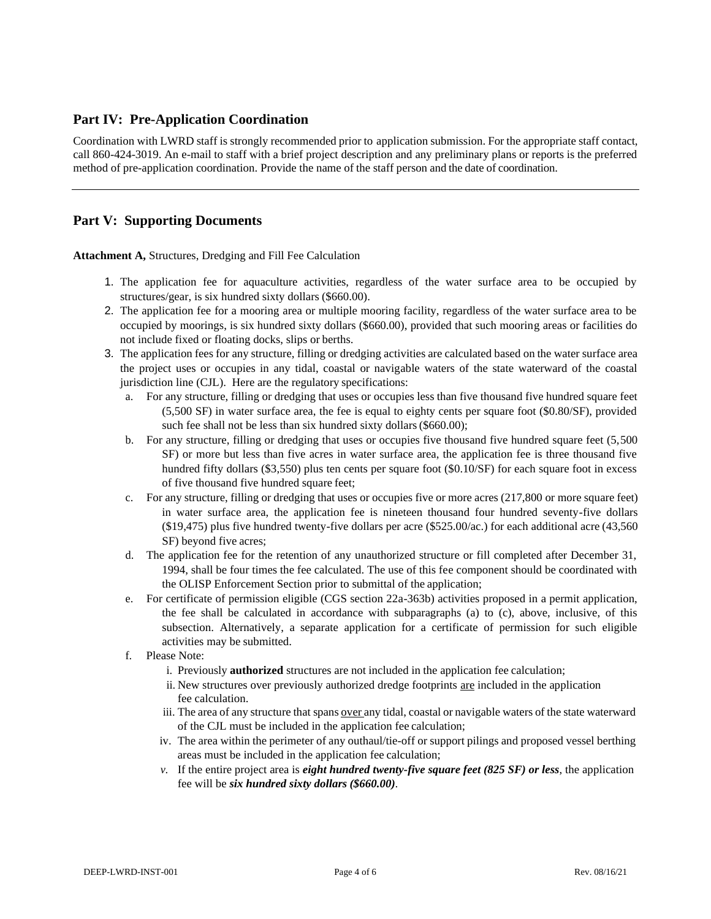## Part IV: Pre-Application Coordination

Coordination with LWRD staff is strongly recommended prior to application submission. For the appropriate staff contact, call 860-424-3019. An e-mail to staff with a brief project description and any preliminary plans or reports is the preferred method of pre-application coordination. Provide the name of the staff person and the date of coordination.

---

## Part V: Supporting Documents

**Attachment A,** Structures, Dredging and Fill Fee Calculation

1. The application fee for aquaculture activities, regardless of the water surface area to be occupied by structures/gear, is six hundred sixty dollars ($660.00).
2. The application fee for a mooring area or multiple mooring facility, regardless of the water surface area to be occupied by moorings, is six hundred sixty dollars ($660.00), provided that such mooring areas or facilities do not include fixed or floating docks, slips or berths.
3. The application fees for any structure, filling or dredging activities are calculated based on the water surface area the project uses or occupies in any tidal, coastal or navigable waters of the state waterward of the coastal jurisdiction line (CJL). Here are the regulatory specifications:
   a. For any structure, filling or dredging that uses or occupies less than five thousand five hundred square feet (5,500 SF) in water surface area, the fee is equal to eighty cents per square foot ($0.80/SF), provided such fee shall not be less than six hundred sixty dollars ($660.00);
   b. For any structure, filling or dredging that uses or occupies five thousand five hundred square feet (5,500 SF) or more but less than five acres in water surface area, the application fee is three thousand five hundred fifty dollars ($3,550) plus ten cents per square foot ($0.10/SF) for each square foot in excess of five thousand five hundred square feet;
   c. For any structure, filling or dredging that uses or occupies five or more acres (217,800 or more square feet) in water surface area, the application fee is nineteen thousand four hundred seventy-five dollars ($19,475) plus five hundred twenty-five dollars per acre ($525.00/ac.) for each additional acre (43,560 SF) beyond five acres;
   d. The application fee for the retention of any unauthorized structure or fill completed after December 31, 1994, shall be four times the fee calculated. The use of this fee component should be coordinated with the OLISP Enforcement Section prior to submittal of the application;
   e. For certificate of permission eligible (CGS section 22a-363b) activities proposed in a permit application, the fee shall be calculated in accordance with subparagraphs (a) to (c), above, inclusive, of this subsection. Alternatively, a separate application for a certificate of permission for such eligible activities may be submitted.
   f. Please Note:
      i. Previously **authorized** structures are not included in the application fee calculation;
      ii. New structures over previously authorized dredge footprints <u>are</u> included in the application fee calculation.
      iii. The area of any structure that spans <u>over</u> any tidal, coastal or navigable waters of the state waterward of the CJL must be included in the application fee calculation;
      iv. The area within the perimeter of any outhaul/tie-off or support pilings and proposed vessel berthing areas must be included in the application fee calculation;
      *v.* If the entire project area is ***eight hundred twenty-five square feet (825 SF) or less***, the application fee will be ***six hundred sixty dollars ($660.00)***.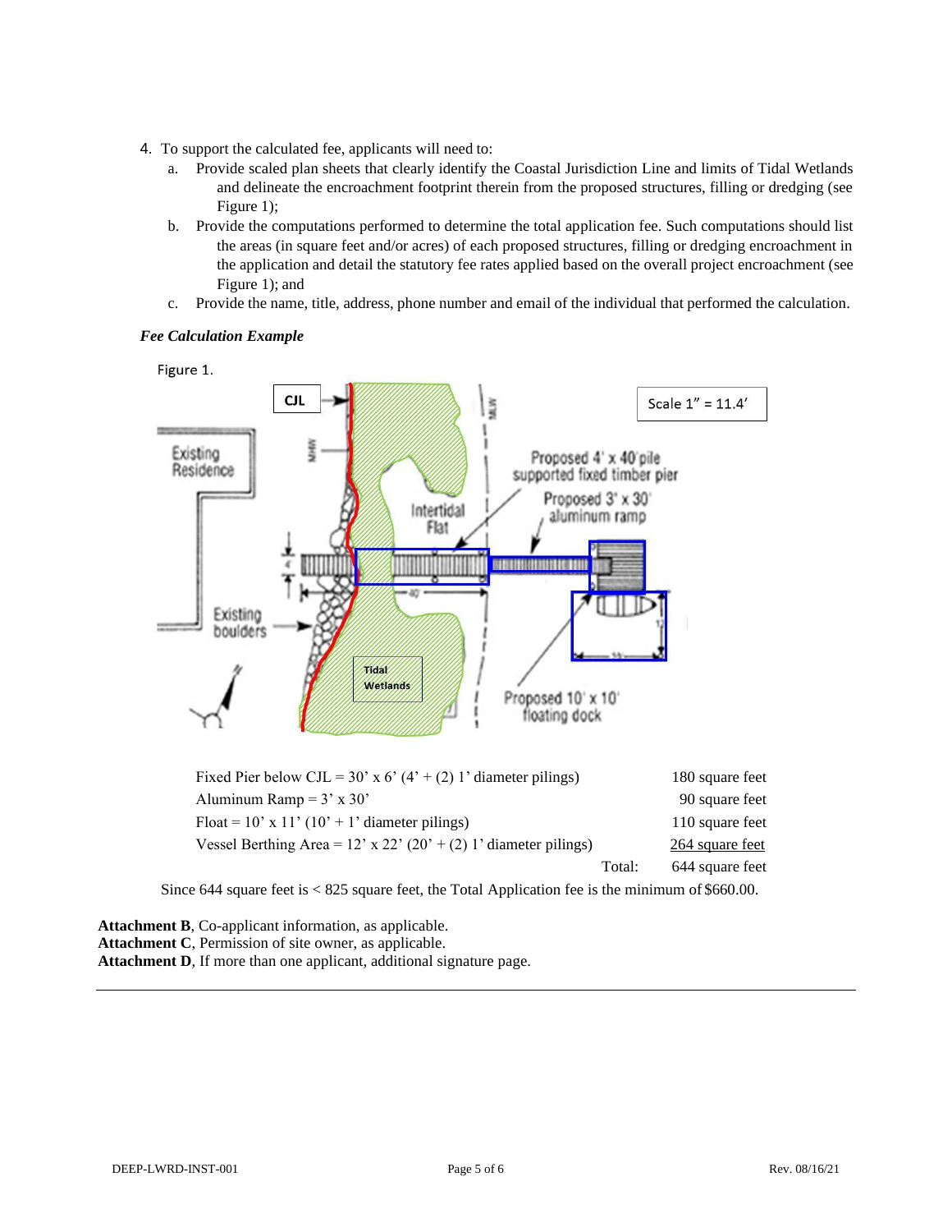4. To support the calculated fee, applicants will need to:
   a. Provide scaled plan sheets that clearly identify the Coastal Jurisdiction Line and limits of Tidal Wetlands and delineate the encroachment footprint therein from the proposed structures, filling or dredging (see Figure 1);
   b. Provide the computations performed to determine the total application fee. Such computations should list the areas (in square feet and/or acres) of each proposed structures, filling or dredging encroachment in the application and detail the statutory fee rates applied based on the overall project encroachment (see Figure 1); and
   c. Provide the name, title, address, phone number and email of the individual that performed the calculation.

***Fee Calculation Example***

Figure 1.

| | |
|---|---|
| Fixed Pier below CJL = 30’ x 6’ (4’ + (2) 1’ diameter pilings) | 180 square feet |
| Aluminum Ramp = 3’ x 30’ | 90 square feet |
| Float = 10’ x 11’ (10’ + 1’ diameter pilings) | 110 square feet |
| Vessel Berthing Area = 12’ x 22’ (20’ + (2) 1’ diameter pilings) | 264 square feet |
| Total: | 644 square feet |

Since 644 square feet is < 825 square feet, the Total Application fee is the minimum of $660.00.

**Attachment B**, Co-applicant information, as applicable.
**Attachment C**, Permission of site owner, as applicable.
**Attachment D**, If more than one applicant, additional signature page.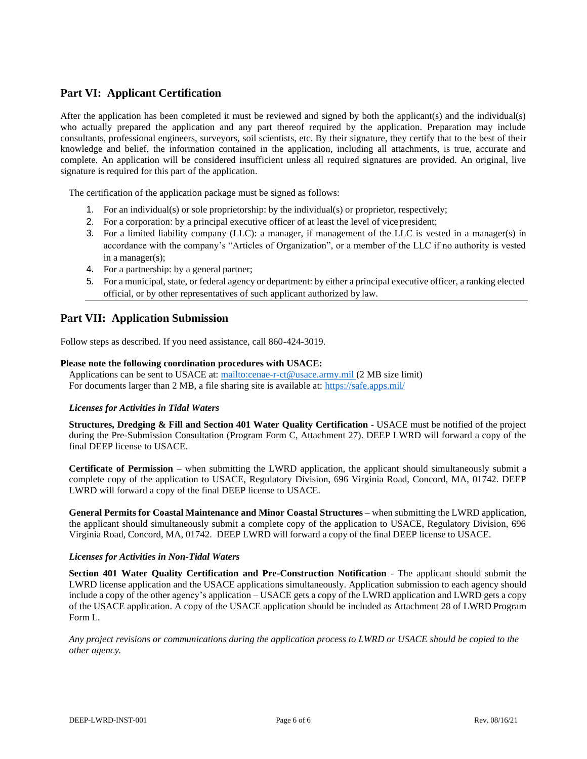## Part VI: Applicant Certification

After the application has been completed it must be reviewed and signed by both the applicant(s) and the individual(s) who actually prepared the application and any part thereof required by the application. Preparation may include consultants, professional engineers, surveyors, soil scientists, etc. By their signature, they certify that to the best of their knowledge and belief, the information contained in the application, including all attachments, is true, accurate and complete. An application will be considered insufficient unless all required signatures are provided. An original, live signature is required for this part of the application.

The certification of the application package must be signed as follows:

1. For an individual(s) or sole proprietorship: by the individual(s) or proprietor, respectively;
2. For a corporation: by a principal executive officer of at least the level of vice president;
3. For a limited liability company (LLC): a manager, if management of the LLC is vested in a manager(s) in accordance with the company's "Articles of Organization", or a member of the LLC if no authority is vested in a manager(s);
4. For a partnership: by a general partner;
5. For a municipal, state, or federal agency or department: by either a principal executive officer, a ranking elected official, or by other representatives of such applicant authorized by law.

## Part VII: Application Submission

Follow steps as described. If you need assistance, call 860-424-3019.

**Please note the following coordination procedures with USACE:**

Applications can be sent to USACE at: mailto:cenae-r-ct@usace.army.mil (2 MB size limit)
For documents larger than 2 MB, a file sharing site is available at: https://safe.apps.mil/

***Licenses for Activities in Tidal Waters***

**Structures, Dredging & Fill and Section 401 Water Quality Certification** - USACE must be notified of the project during the Pre-Submission Consultation (Program Form C, Attachment 27). DEEP LWRD will forward a copy of the final DEEP license to USACE.

**Certificate of Permission** – when submitting the LWRD application, the applicant should simultaneously submit a complete copy of the application to USACE, Regulatory Division, 696 Virginia Road, Concord, MA, 01742. DEEP LWRD will forward a copy of the final DEEP license to USACE.

**General Permits for Coastal Maintenance and Minor Coastal Structures** – when submitting the LWRD application, the applicant should simultaneously submit a complete copy of the application to USACE, Regulatory Division, 696 Virginia Road, Concord, MA, 01742. DEEP LWRD will forward a copy of the final DEEP license to USACE.

***Licenses for Activities in Non-Tidal Waters***

**Section 401 Water Quality Certification and Pre-Construction Notification** - The applicant should submit the LWRD license application and the USACE applications simultaneously. Application submission to each agency should include a copy of the other agency's application – USACE gets a copy of the LWRD application and LWRD gets a copy of the USACE application. A copy of the USACE application should be included as Attachment 28 of LWRD Program Form L.

*Any project revisions or communications during the application process to LWRD or USACE should be copied to the other agency.*